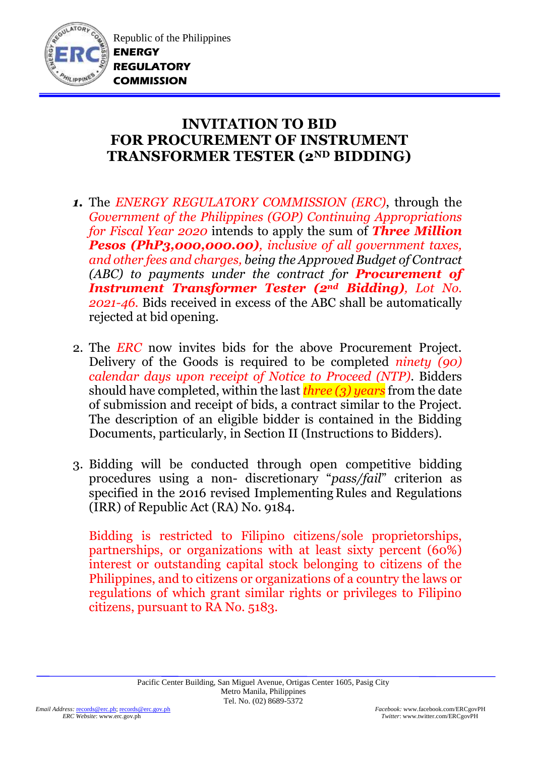Republic of the Philippines
**ENERGY REGULATORY COMMISSION**

# INVITATION TO BID FOR PROCUREMENT OF INSTRUMENT TRANSFORMER TESTER (2ND BIDDING)

1. The *ENERGY REGULATORY COMMISSION (ERC)*, through the *Government of the Philippines (GOP) Continuing Appropriations for Fiscal Year 2020* intends to apply the sum of ***Three Million Pesos (PhP3,000,000.00)****, inclusive of all government taxes, and other fees and charges, being the Approved Budget of Contract (ABC) to payments under the contract for* ***Procurement of Instrument Transformer Tester (2nd Bidding)****, Lot No. 2021-46.* Bids received in excess of the ABC shall be automatically rejected at bid opening.

2. The *ERC* now invites bids for the above Procurement Project. Delivery of the Goods is required to be completed *ninety (90) calendar days upon receipt of Notice to Proceed (NTP)*. Bidders should have completed, within the last *three (3) years* from the date of submission and receipt of bids, a contract similar to the Project. The description of an eligible bidder is contained in the Bidding Documents, particularly, in Section II (Instructions to Bidders).

3. Bidding will be conducted through open competitive bidding procedures using a non- discretionary "*pass/fail*" criterion as specified in the 2016 revised Implementing Rules and Regulations (IRR) of Republic Act (RA) No. 9184.

   Bidding is restricted to Filipino citizens/sole proprietorships, partnerships, or organizations with at least sixty percent (60%) interest or outstanding capital stock belonging to citizens of the Philippines, and to citizens or organizations of a country the laws or regulations of which grant similar rights or privileges to Filipino citizens, pursuant to RA No. 5183.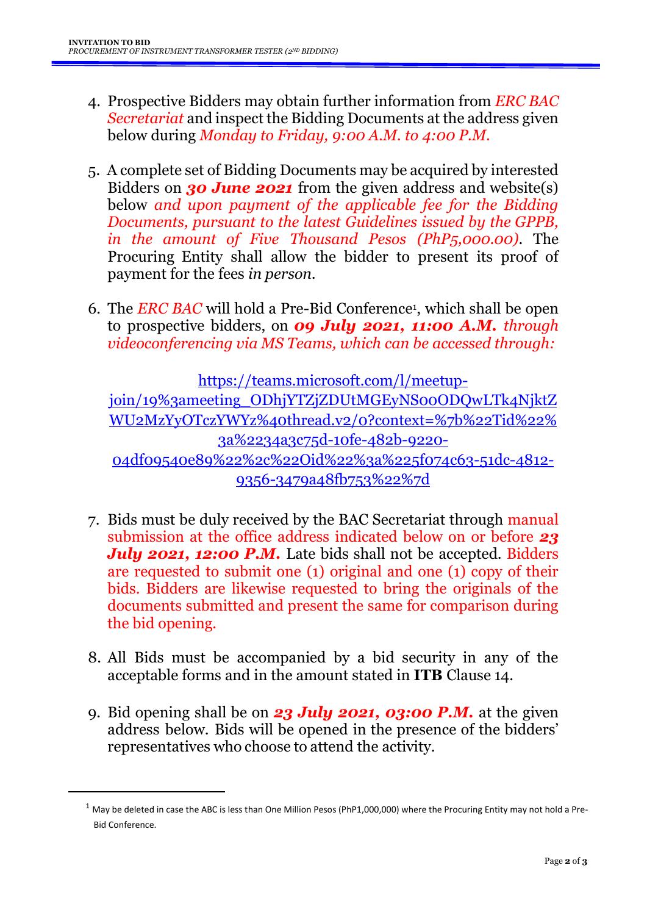4. Prospective Bidders may obtain further information from *ERC BAC Secretariat* and inspect the Bidding Documents at the address given below during *Monday to Friday, 9:00 A.M. to 4:00 P.M.*

5. A complete set of Bidding Documents may be acquired by interested Bidders on ***30 June 2021*** from the given address and website(s) below *and upon payment of the applicable fee for the Bidding Documents, pursuant to the latest Guidelines issued by the GPPB, in the amount of Five Thousand Pesos (PhP5,000.00)*. The Procuring Entity shall allow the bidder to present its proof of payment for the fees *in person.*

6. The *ERC BAC* will hold a Pre-Bid Conference[1], which shall be open to prospective bidders, on ***09 July 2021, 11:00 A.M.*** *through videoconferencing via MS Teams, which can be accessed through:*

   https://teams.microsoft.com/l/meetup-join/19%3ameeting_ODhjYTZjZDUtMGEyNS00ODQwLTk4NjktZWU2MzYyOTczYWYz%40thread.v2/0?context=%7b%22Tid%22%3a%2234a3c75d-10fe-482b-9220-04df09540e89%22%2c%22Oid%22%3a%225f074c63-51dc-4812-9356-3479a48fb753%22%7d

7. Bids must be duly received by the BAC Secretariat through manual submission at the office address indicated below on or before ***23 July 2021, 12:00 P.M.*** Late bids shall not be accepted. Bidders are requested to submit one (1) original and one (1) copy of their bids. Bidders are likewise requested to bring the originals of the documents submitted and present the same for comparison during the bid opening.

8. All Bids must be accompanied by a bid security in any of the acceptable forms and in the amount stated in **ITB** Clause 14.

9. Bid opening shall be on ***23 July 2021, 03:00 P.M.*** at the given address below. Bids will be opened in the presence of the bidders' representatives who choose to attend the activity.

---

[1] May be deleted in case the ABC is less than One Million Pesos (PhP1,000,000) where the Procuring Entity may not hold a Pre-Bid Conference.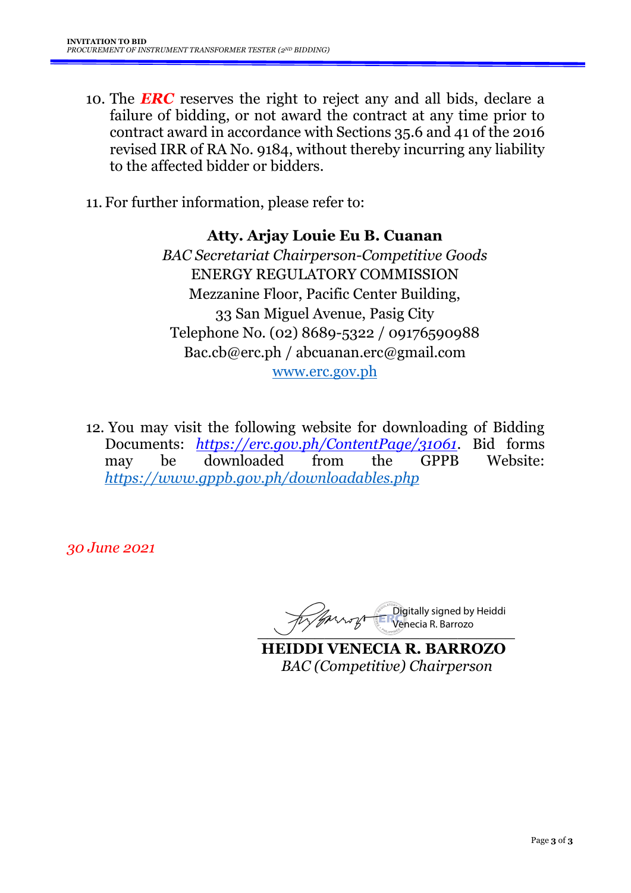10. The ***ERC*** reserves the right to reject any and all bids, declare a failure of bidding, or not award the contract at any time prior to contract award in accordance with Sections 35.6 and 41 of the 2016 revised IRR of RA No. 9184, without thereby incurring any liability to the affected bidder or bidders.

11. For further information, please refer to:

**Atty. Arjay Louie Eu B. Cuanan**
*BAC Secretariat Chairperson-Competitive Goods*
ENERGY REGULATORY COMMISSION
Mezzanine Floor, Pacific Center Building,
33 San Miguel Avenue, Pasig City
Telephone No. (02) 8689-5322 / 09176590988
Bac.cb@erc.ph / abcuanan.erc@gmail.com
www.erc.gov.ph

12. You may visit the following website for downloading of Bidding Documents: *https://erc.gov.ph/ContentPage/31061*. Bid forms may be downloaded from the GPPB Website: *https://www.gppb.gov.ph/downloadables.php*

*30 June 2021*

Digitally signed by Heiddi Venecia R. Barrozo

**HEIDDI VENECIA R. BARROZO**
*BAC (Competitive) Chairperson*